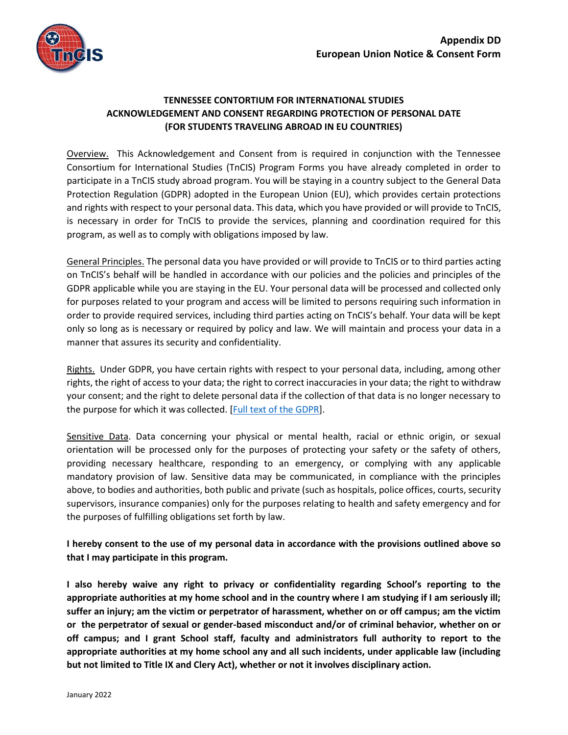**Appendix DD**
**European Union Notice & Consent Form**

# TENNESSEE CONTORTIUM FOR INTERNATIONAL STUDIES
# ACKNOWLEDGEMENT AND CONSENT REGARDING PROTECTION OF PERSONAL DATE
## (FOR STUDENTS TRAVELING ABROAD IN EU COUNTRIES)

Overview. This Acknowledgement and Consent from is required in conjunction with the Tennessee Consortium for International Studies (TnCIS) Program Forms you have already completed in order to participate in a TnCIS study abroad program. You will be staying in a country subject to the General Data Protection Regulation (GDPR) adopted in the European Union (EU), which provides certain protections and rights with respect to your personal data. This data, which you have provided or will provide to TnCIS, is necessary in order for TnCIS to provide the services, planning and coordination required for this program, as well as to comply with obligations imposed by law.

General Principles. The personal data you have provided or will provide to TnCIS or to third parties acting on TnCIS's behalf will be handled in accordance with our policies and the policies and principles of the GDPR applicable while you are staying in the EU. Your personal data will be processed and collected only for purposes related to your program and access will be limited to persons requiring such information in order to provide required services, including third parties acting on TnCIS's behalf. Your data will be kept only so long as is necessary or required by policy and law. We will maintain and process your data in a manner that assures its security and confidentiality.

Rights. Under GDPR, you have certain rights with respect to your personal data, including, among other rights, the right of access to your data; the right to correct inaccuracies in your data; the right to withdraw your consent; and the right to delete personal data if the collection of that data is no longer necessary to the purpose for which it was collected. [Full text of the GDPR].

Sensitive Data. Data concerning your physical or mental health, racial or ethnic origin, or sexual orientation will be processed only for the purposes of protecting your safety or the safety of others, providing necessary healthcare, responding to an emergency, or complying with any applicable mandatory provision of law. Sensitive data may be communicated, in compliance with the principles above, to bodies and authorities, both public and private (such as hospitals, police offices, courts, security supervisors, insurance companies) only for the purposes relating to health and safety emergency and for the purposes of fulfilling obligations set forth by law.

**I hereby consent to the use of my personal data in accordance with the provisions outlined above so that I may participate in this program.**

**I also hereby waive any right to privacy or confidentiality regarding School's reporting to the appropriate authorities at my home school and in the country where I am studying if I am seriously ill; suffer an injury; am the victim or perpetrator of harassment, whether on or off campus; am the victim or the perpetrator of sexual or gender-based misconduct and/or of criminal behavior, whether on or off campus; and I grant School staff, faculty and administrators full authority to report to the appropriate authorities at my home school any and all such incidents, under applicable law (including but not limited to Title IX and Clery Act), whether or not it involves disciplinary action.**

January 2022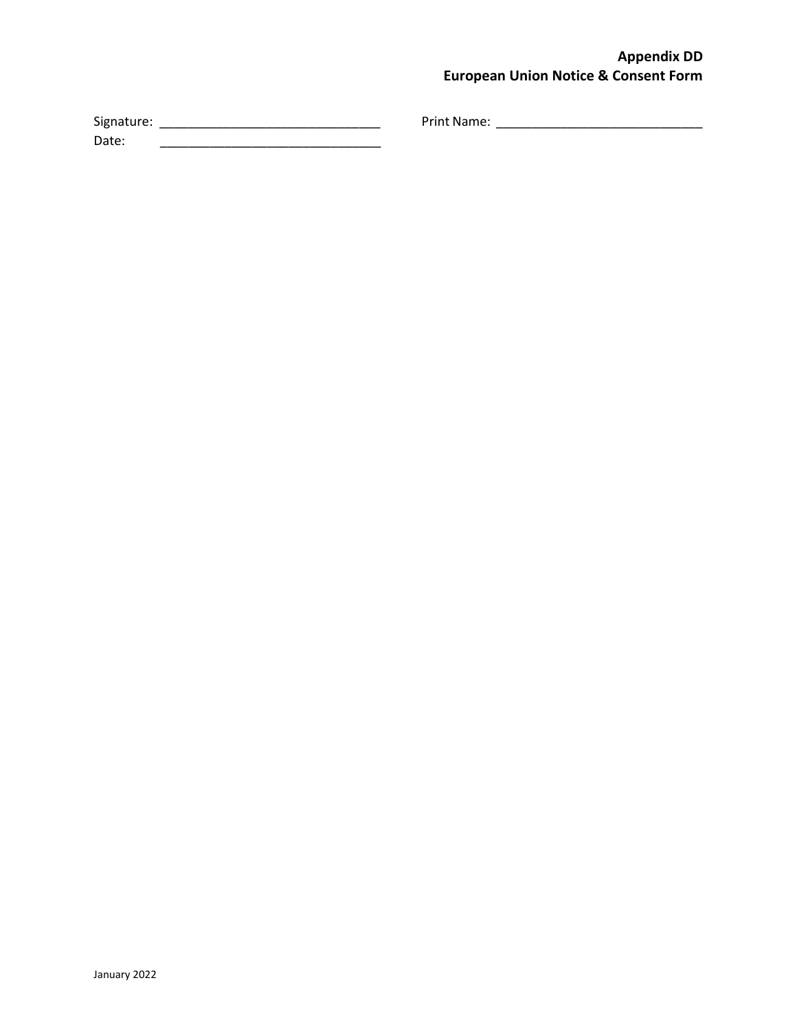**Appendix DD**
**European Union Notice & Consent Form**

Signature: _______________________________ Print Name: _____________________________

Date: _______________________________

January 2022